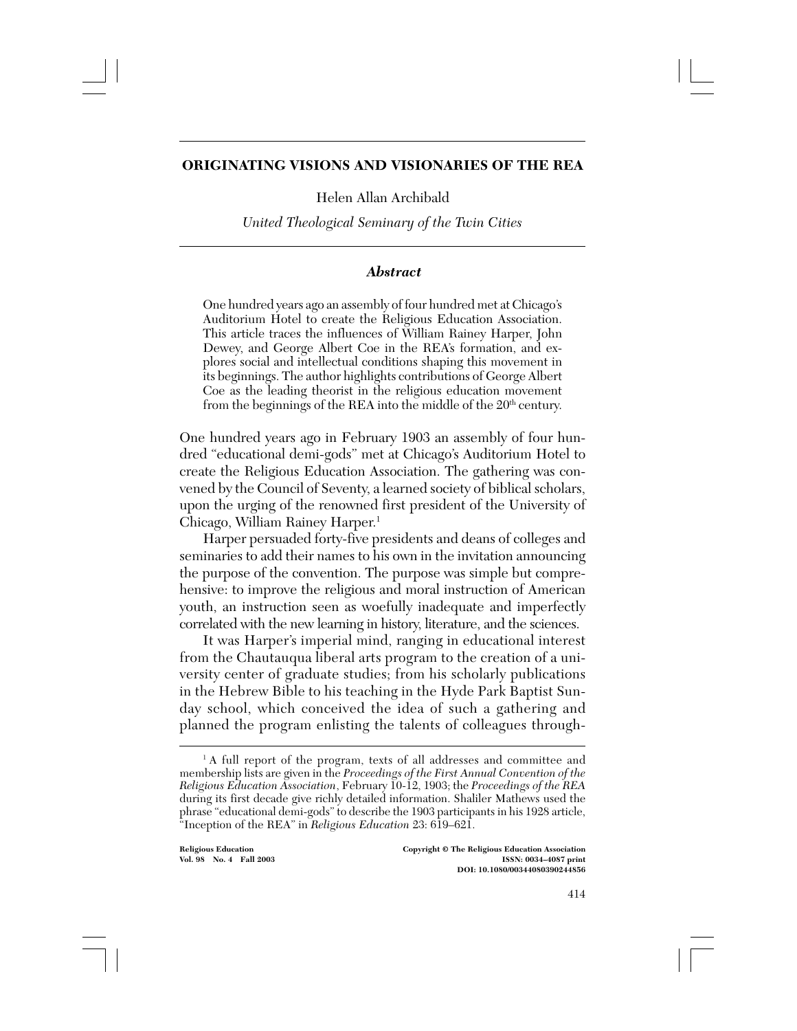# ORIGINATING VISIONS AND VISIONARIES OF THE REA

Helen Allan Archibald

*United Theological Seminary of the Twin Cities*

### *Abstract*

One hundred years ago an assembly of four hundred met at Chicago's Auditorium Hotel to create the Religious Education Association. This article traces the influences of William Rainey Harper, John Dewey, and George Albert Coe in the REA's formation, and explores social and intellectual conditions shaping this movement in its beginnings. The author highlights contributions of George Albert Coe as the leading theorist in the religious education movement from the beginnings of the REA into the middle of the 20th century.

One hundred years ago in February 1903 an assembly of four hundred "educational demi-gods" met at Chicago's Auditorium Hotel to create the Religious Education Association. The gathering was convened by the Council of Seventy, a learned society of biblical scholars, upon the urging of the renowned first president of the University of Chicago, William Rainey Harper.[1]

Harper persuaded forty-five presidents and deans of colleges and seminaries to add their names to his own in the invitation announcing the purpose of the convention. The purpose was simple but comprehensive: to improve the religious and moral instruction of American youth, an instruction seen as woefully inadequate and imperfectly correlated with the new learning in history, literature, and the sciences.

It was Harper's imperial mind, ranging in educational interest from the Chautauqua liberal arts program to the creation of a university center of graduate studies; from his scholarly publications in the Hebrew Bible to his teaching in the Hyde Park Baptist Sunday school, which conceived the idea of such a gathering and planned the program enlisting the talents of colleagues through-

[1] A full report of the program, texts of all addresses and committee and membership lists are given in the *Proceedings of the First Annual Convention of the Religious Education Association*, February 10-12, 1903; the *Proceedings of the REA* during its first decade give richly detailed information. Shaliler Mathews used the phrase "educational demi-gods" to describe the 1903 participants in his 1928 article, "Inception of the REA" in *Religious Education* 23: 619–621.

**Religious Education**
**Vol. 98 No. 4 Fall 2003**

**Copyright © The Religious Education Association**
**ISSN: 0034–4087 print**
**DOI: 10.1080/00344080390244856**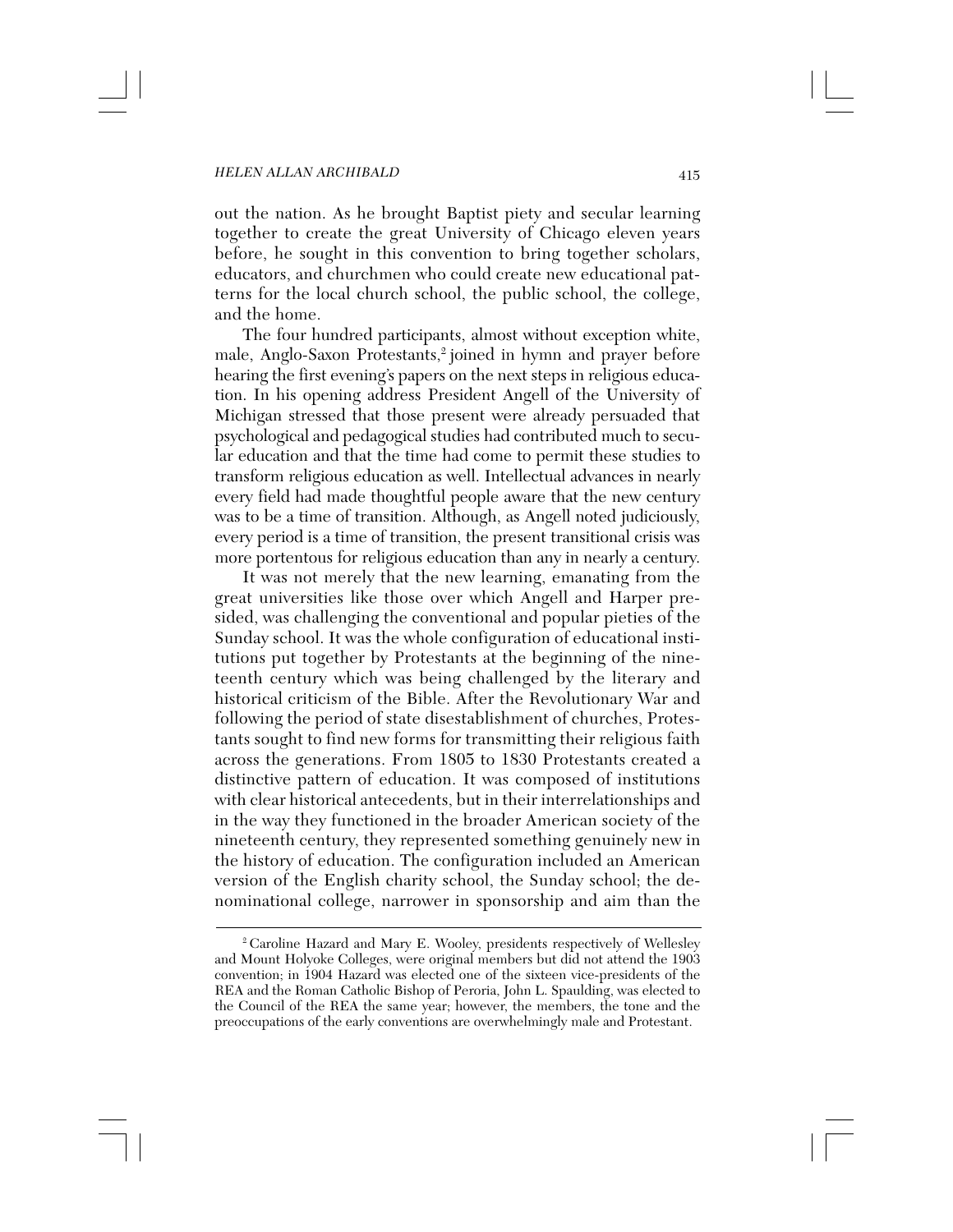out the nation. As he brought Baptist piety and secular learning together to create the great University of Chicago eleven years before, he sought in this convention to bring together scholars, educators, and churchmen who could create new educational patterns for the local church school, the public school, the college, and the home.

The four hundred participants, almost without exception white, male, Anglo-Saxon Protestants,[2] joined in hymn and prayer before hearing the first evening's papers on the next steps in religious education. In his opening address President Angell of the University of Michigan stressed that those present were already persuaded that psychological and pedagogical studies had contributed much to secular education and that the time had come to permit these studies to transform religious education as well. Intellectual advances in nearly every field had made thoughtful people aware that the new century was to be a time of transition. Although, as Angell noted judiciously, every period is a time of transition, the present transitional crisis was more portentous for religious education than any in nearly a century.

It was not merely that the new learning, emanating from the great universities like those over which Angell and Harper presided, was challenging the conventional and popular pieties of the Sunday school. It was the whole configuration of educational institutions put together by Protestants at the beginning of the nineteenth century which was being challenged by the literary and historical criticism of the Bible. After the Revolutionary War and following the period of state disestablishment of churches, Protestants sought to find new forms for transmitting their religious faith across the generations. From 1805 to 1830 Protestants created a distinctive pattern of education. It was composed of institutions with clear historical antecedents, but in their interrelationships and in the way they functioned in the broader American society of the nineteenth century, they represented something genuinely new in the history of education. The configuration included an American version of the English charity school, the Sunday school; the denominational college, narrower in sponsorship and aim than the

[2] Caroline Hazard and Mary E. Wooley, presidents respectively of Wellesley and Mount Holyoke Colleges, were original members but did not attend the 1903 convention; in 1904 Hazard was elected one of the sixteen vice-presidents of the REA and the Roman Catholic Bishop of Peroria, John L. Spaulding, was elected to the Council of the REA the same year; however, the members, the tone and the preoccupations of the early conventions are overwhelmingly male and Protestant.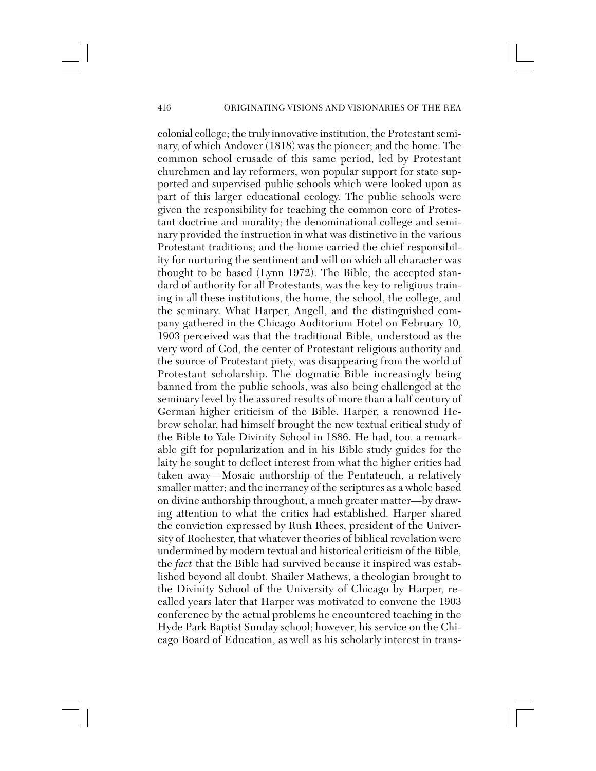colonial college; the truly innovative institution, the Protestant seminary, of which Andover (1818) was the pioneer; and the home. The common school crusade of this same period, led by Protestant churchmen and lay reformers, won popular support for state supported and supervised public schools which were looked upon as part of this larger educational ecology. The public schools were given the responsibility for teaching the common core of Protestant doctrine and morality; the denominational college and seminary provided the instruction in what was distinctive in the various Protestant traditions; and the home carried the chief responsibility for nurturing the sentiment and will on which all character was thought to be based (Lynn 1972). The Bible, the accepted standard of authority for all Protestants, was the key to religious training in all these institutions, the home, the school, the college, and the seminary. What Harper, Angell, and the distinguished company gathered in the Chicago Auditorium Hotel on February 10, 1903 perceived was that the traditional Bible, understood as the very word of God, the center of Protestant religious authority and the source of Protestant piety, was disappearing from the world of Protestant scholarship. The dogmatic Bible increasingly being banned from the public schools, was also being challenged at the seminary level by the assured results of more than a half century of German higher criticism of the Bible. Harper, a renowned Hebrew scholar, had himself brought the new textual critical study of the Bible to Yale Divinity School in 1886. He had, too, a remarkable gift for popularization and in his Bible study guides for the laity he sought to deflect interest from what the higher critics had taken away—Mosaic authorship of the Pentateuch, a relatively smaller matter; and the inerrancy of the scriptures as a whole based on divine authorship throughout, a much greater matter—by drawing attention to what the critics had established. Harper shared the conviction expressed by Rush Rhees, president of the University of Rochester, that whatever theories of biblical revelation were undermined by modern textual and historical criticism of the Bible, the *fact* that the Bible had survived because it inspired was established beyond all doubt. Shailer Mathews, a theologian brought to the Divinity School of the University of Chicago by Harper, recalled years later that Harper was motivated to convene the 1903 conference by the actual problems he encountered teaching in the Hyde Park Baptist Sunday school; however, his service on the Chicago Board of Education, as well as his scholarly interest in trans-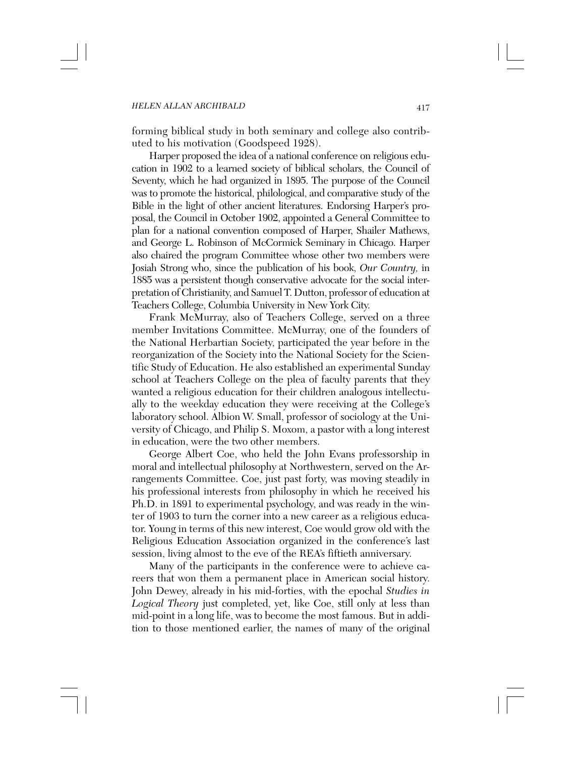forming biblical study in both seminary and college also contributed to his motivation (Goodspeed 1928).

Harper proposed the idea of a national conference on religious education in 1902 to a learned society of biblical scholars, the Council of Seventy, which he had organized in 1895. The purpose of the Council was to promote the historical, philological, and comparative study of the Bible in the light of other ancient literatures. Endorsing Harper's proposal, the Council in October 1902, appointed a General Committee to plan for a national convention composed of Harper, Shailer Mathews, and George L. Robinson of McCormick Seminary in Chicago. Harper also chaired the program Committee whose other two members were Josiah Strong who, since the publication of his book, *Our Country,* in 1885 was a persistent though conservative advocate for the social interpretation of Christianity, and Samuel T. Dutton, professor of education at Teachers College, Columbia University in New York City.

Frank McMurray, also of Teachers College, served on a three member Invitations Committee. McMurray, one of the founders of the National Herbartian Society, participated the year before in the reorganization of the Society into the National Society for the Scientific Study of Education. He also established an experimental Sunday school at Teachers College on the plea of faculty parents that they wanted a religious education for their children analogous intellectually to the weekday education they were receiving at the College's laboratory school. Albion W. Small, professor of sociology at the University of Chicago, and Philip S. Moxom, a pastor with a long interest in education, were the two other members.

George Albert Coe, who held the John Evans professorship in moral and intellectual philosophy at Northwestern, served on the Arrangements Committee. Coe, just past forty, was moving steadily in his professional interests from philosophy in which he received his Ph.D. in 1891 to experimental psychology, and was ready in the winter of 1903 to turn the corner into a new career as a religious educator. Young in terms of this new interest, Coe would grow old with the Religious Education Association organized in the conference's last session, living almost to the eve of the REA's fiftieth anniversary.

Many of the participants in the conference were to achieve careers that won them a permanent place in American social history. John Dewey, already in his mid-forties, with the epochal *Studies in Logical Theory* just completed, yet, like Coe, still only at less than mid-point in a long life, was to become the most famous. But in addition to those mentioned earlier, the names of many of the original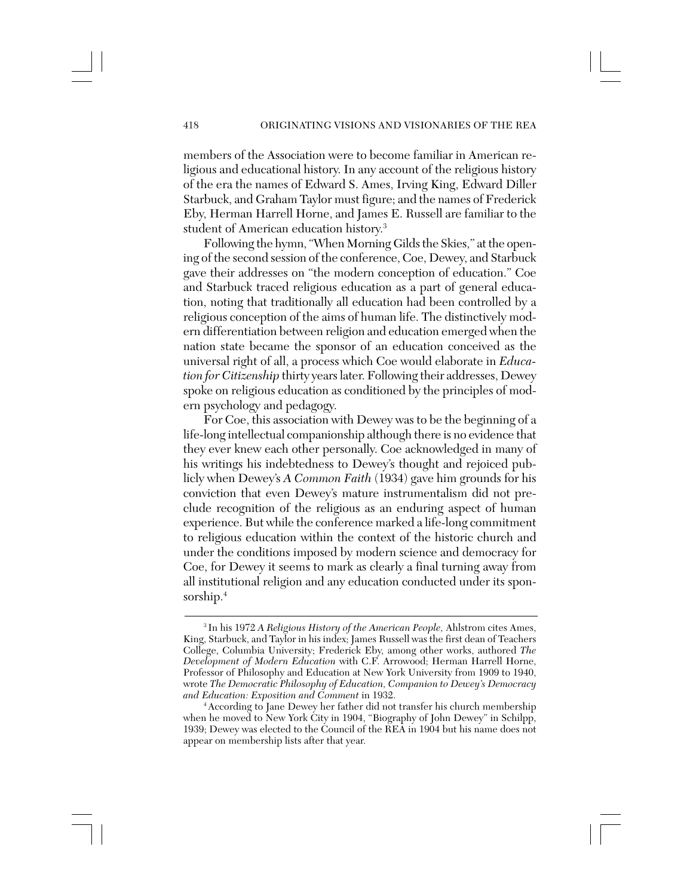members of the Association were to become familiar in American religious and educational history. In any account of the religious history of the era the names of Edward S. Ames, Irving King, Edward Diller Starbuck, and Graham Taylor must figure; and the names of Frederick Eby, Herman Harrell Horne, and James E. Russell are familiar to the student of American education history.[3]

Following the hymn, "When Morning Gilds the Skies," at the opening of the second session of the conference, Coe, Dewey, and Starbuck gave their addresses on "the modern conception of education." Coe and Starbuck traced religious education as a part of general education, noting that traditionally all education had been controlled by a religious conception of the aims of human life. The distinctively modern differentiation between religion and education emerged when the nation state became the sponsor of an education conceived as the universal right of all, a process which Coe would elaborate in *Education for Citizenship* thirty years later. Following their addresses, Dewey spoke on religious education as conditioned by the principles of modern psychology and pedagogy.

For Coe, this association with Dewey was to be the beginning of a life-long intellectual companionship although there is no evidence that they ever knew each other personally. Coe acknowledged in many of his writings his indebtedness to Dewey's thought and rejoiced publicly when Dewey's *A Common Faith* (1934) gave him grounds for his conviction that even Dewey's mature instrumentalism did not preclude recognition of the religious as an enduring aspect of human experience. But while the conference marked a life-long commitment to religious education within the context of the historic church and under the conditions imposed by modern science and democracy for Coe, for Dewey it seems to mark as clearly a final turning away from all institutional religion and any education conducted under its sponsorship.[4]

---

[3] In his 1972 *A Religious History of the American People*, Ahlstrom cites Ames, King, Starbuck, and Taylor in his index; James Russell was the first dean of Teachers College, Columbia University; Frederick Eby, among other works, authored *The Development of Modern Education* with C.F. Arrowood; Herman Harrell Horne, Professor of Philosophy and Education at New York University from 1909 to 1940, wrote *The Democratic Philosophy of Education, Companion to Dewey's Democracy and Education: Exposition and Comment* in 1932.

[4] According to Jane Dewey her father did not transfer his church membership when he moved to New York City in 1904, "Biography of John Dewey" in Schilpp, 1939; Dewey was elected to the Council of the REA in 1904 but his name does not appear on membership lists after that year.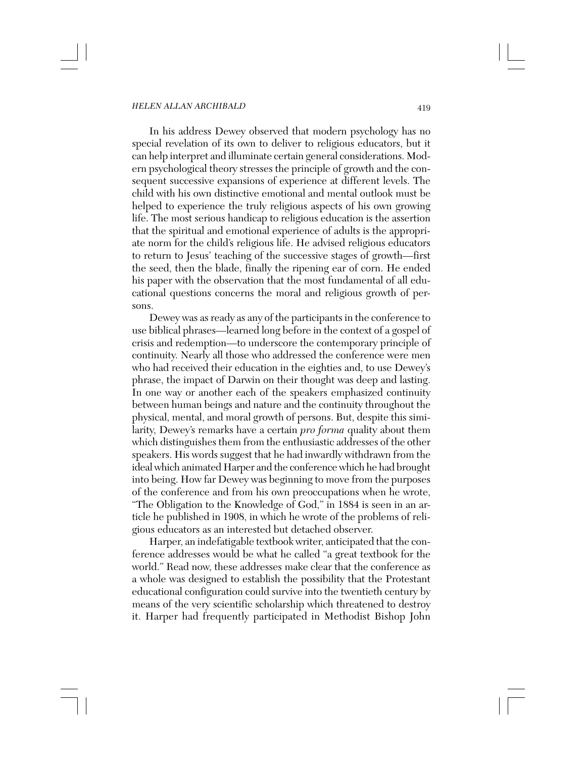In his address Dewey observed that modern psychology has no special revelation of its own to deliver to religious educators, but it can help interpret and illuminate certain general considerations. Modern psychological theory stresses the principle of growth and the consequent successive expansions of experience at different levels. The child with his own distinctive emotional and mental outlook must be helped to experience the truly religious aspects of his own growing life. The most serious handicap to religious education is the assertion that the spiritual and emotional experience of adults is the appropriate norm for the child's religious life. He advised religious educators to return to Jesus' teaching of the successive stages of growth—first the seed, then the blade, finally the ripening ear of corn. He ended his paper with the observation that the most fundamental of all educational questions concerns the moral and religious growth of persons.

Dewey was as ready as any of the participants in the conference to use biblical phrases—learned long before in the context of a gospel of crisis and redemption—to underscore the contemporary principle of continuity. Nearly all those who addressed the conference were men who had received their education in the eighties and, to use Dewey's phrase, the impact of Darwin on their thought was deep and lasting. In one way or another each of the speakers emphasized continuity between human beings and nature and the continuity throughout the physical, mental, and moral growth of persons. But, despite this similarity, Dewey's remarks have a certain *pro forma* quality about them which distinguishes them from the enthusiastic addresses of the other speakers. His words suggest that he had inwardly withdrawn from the ideal which animated Harper and the conference which he had brought into being. How far Dewey was beginning to move from the purposes of the conference and from his own preoccupations when he wrote, "The Obligation to the Knowledge of God," in 1884 is seen in an article he published in 1908, in which he wrote of the problems of religious educators as an interested but detached observer.

Harper, an indefatigable textbook writer, anticipated that the conference addresses would be what he called "a great textbook for the world." Read now, these addresses make clear that the conference as a whole was designed to establish the possibility that the Protestant educational configuration could survive into the twentieth century by means of the very scientific scholarship which threatened to destroy it. Harper had frequently participated in Methodist Bishop John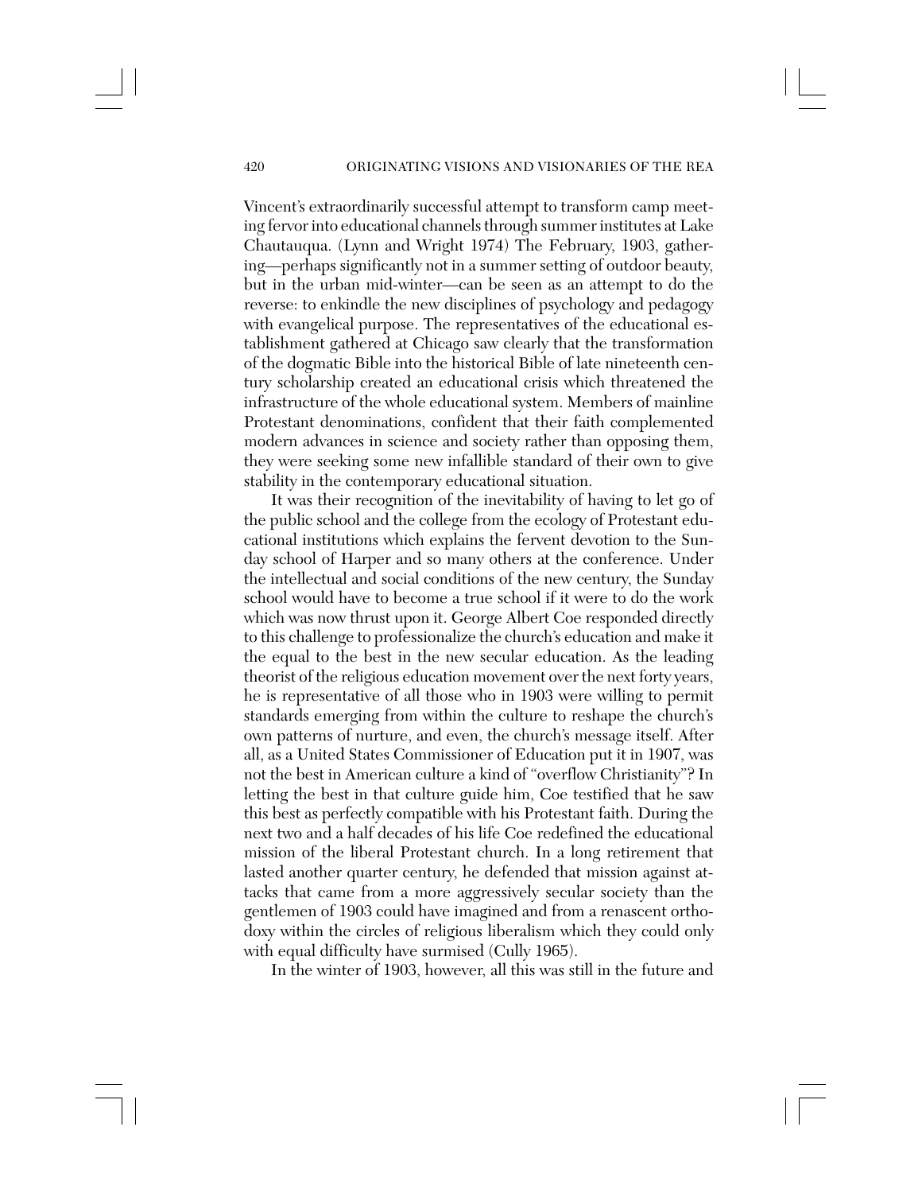Vincent's extraordinarily successful attempt to transform camp meeting fervor into educational channels through summer institutes at Lake Chautauqua. (Lynn and Wright 1974) The February, 1903, gathering—perhaps significantly not in a summer setting of outdoor beauty, but in the urban mid-winter—can be seen as an attempt to do the reverse: to enkindle the new disciplines of psychology and pedagogy with evangelical purpose. The representatives of the educational establishment gathered at Chicago saw clearly that the transformation of the dogmatic Bible into the historical Bible of late nineteenth century scholarship created an educational crisis which threatened the infrastructure of the whole educational system. Members of mainline Protestant denominations, confident that their faith complemented modern advances in science and society rather than opposing them, they were seeking some new infallible standard of their own to give stability in the contemporary educational situation.

It was their recognition of the inevitability of having to let go of the public school and the college from the ecology of Protestant educational institutions which explains the fervent devotion to the Sunday school of Harper and so many others at the conference. Under the intellectual and social conditions of the new century, the Sunday school would have to become a true school if it were to do the work which was now thrust upon it. George Albert Coe responded directly to this challenge to professionalize the church's education and make it the equal to the best in the new secular education. As the leading theorist of the religious education movement over the next forty years, he is representative of all those who in 1903 were willing to permit standards emerging from within the culture to reshape the church's own patterns of nurture, and even, the church's message itself. After all, as a United States Commissioner of Education put it in 1907, was not the best in American culture a kind of "overflow Christianity"? In letting the best in that culture guide him, Coe testified that he saw this best as perfectly compatible with his Protestant faith. During the next two and a half decades of his life Coe redefined the educational mission of the liberal Protestant church. In a long retirement that lasted another quarter century, he defended that mission against attacks that came from a more aggressively secular society than the gentlemen of 1903 could have imagined and from a renascent orthodoxy within the circles of religious liberalism which they could only with equal difficulty have surmised (Cully 1965).

In the winter of 1903, however, all this was still in the future and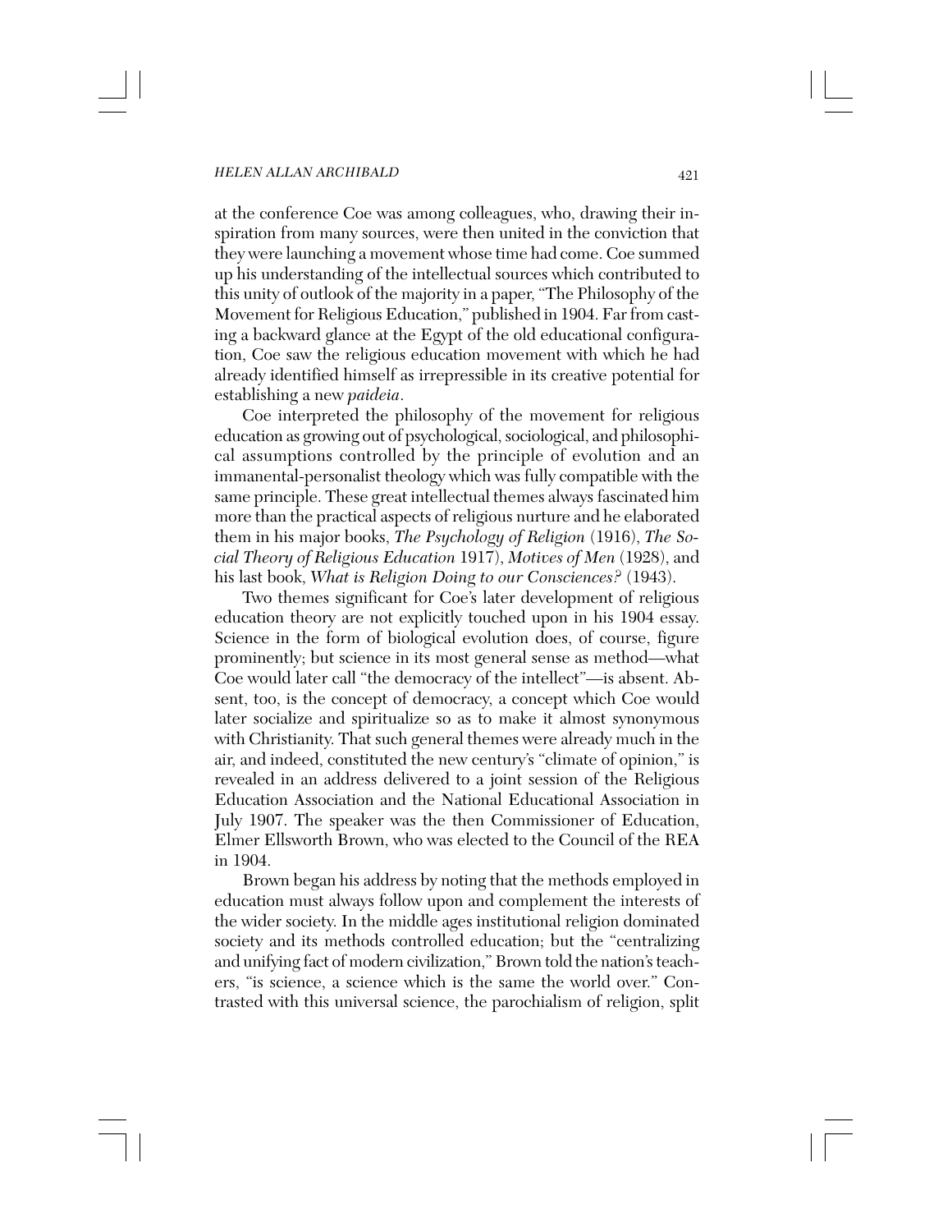at the conference Coe was among colleagues, who, drawing their inspiration from many sources, were then united in the conviction that they were launching a movement whose time had come. Coe summed up his understanding of the intellectual sources which contributed to this unity of outlook of the majority in a paper, "The Philosophy of the Movement for Religious Education," published in 1904. Far from casting a backward glance at the Egypt of the old educational configuration, Coe saw the religious education movement with which he had already identified himself as irrepressible in its creative potential for establishing a new *paideia*.

Coe interpreted the philosophy of the movement for religious education as growing out of psychological, sociological, and philosophical assumptions controlled by the principle of evolution and an immanental-personalist theology which was fully compatible with the same principle. These great intellectual themes always fascinated him more than the practical aspects of religious nurture and he elaborated them in his major books, *The Psychology of Religion* (1916), *The Social Theory of Religious Education* 1917), *Motives of Men* (1928), and his last book, *What is Religion Doing to our Consciences?* (1943).

Two themes significant for Coe's later development of religious education theory are not explicitly touched upon in his 1904 essay. Science in the form of biological evolution does, of course, figure prominently; but science in its most general sense as method—what Coe would later call "the democracy of the intellect"—is absent. Absent, too, is the concept of democracy, a concept which Coe would later socialize and spiritualize so as to make it almost synonymous with Christianity. That such general themes were already much in the air, and indeed, constituted the new century's "climate of opinion," is revealed in an address delivered to a joint session of the Religious Education Association and the National Educational Association in July 1907. The speaker was the then Commissioner of Education, Elmer Ellsworth Brown, who was elected to the Council of the REA in 1904.

Brown began his address by noting that the methods employed in education must always follow upon and complement the interests of the wider society. In the middle ages institutional religion dominated society and its methods controlled education; but the "centralizing and unifying fact of modern civilization," Brown told the nation's teachers, "is science, a science which is the same the world over." Contrasted with this universal science, the parochialism of religion, split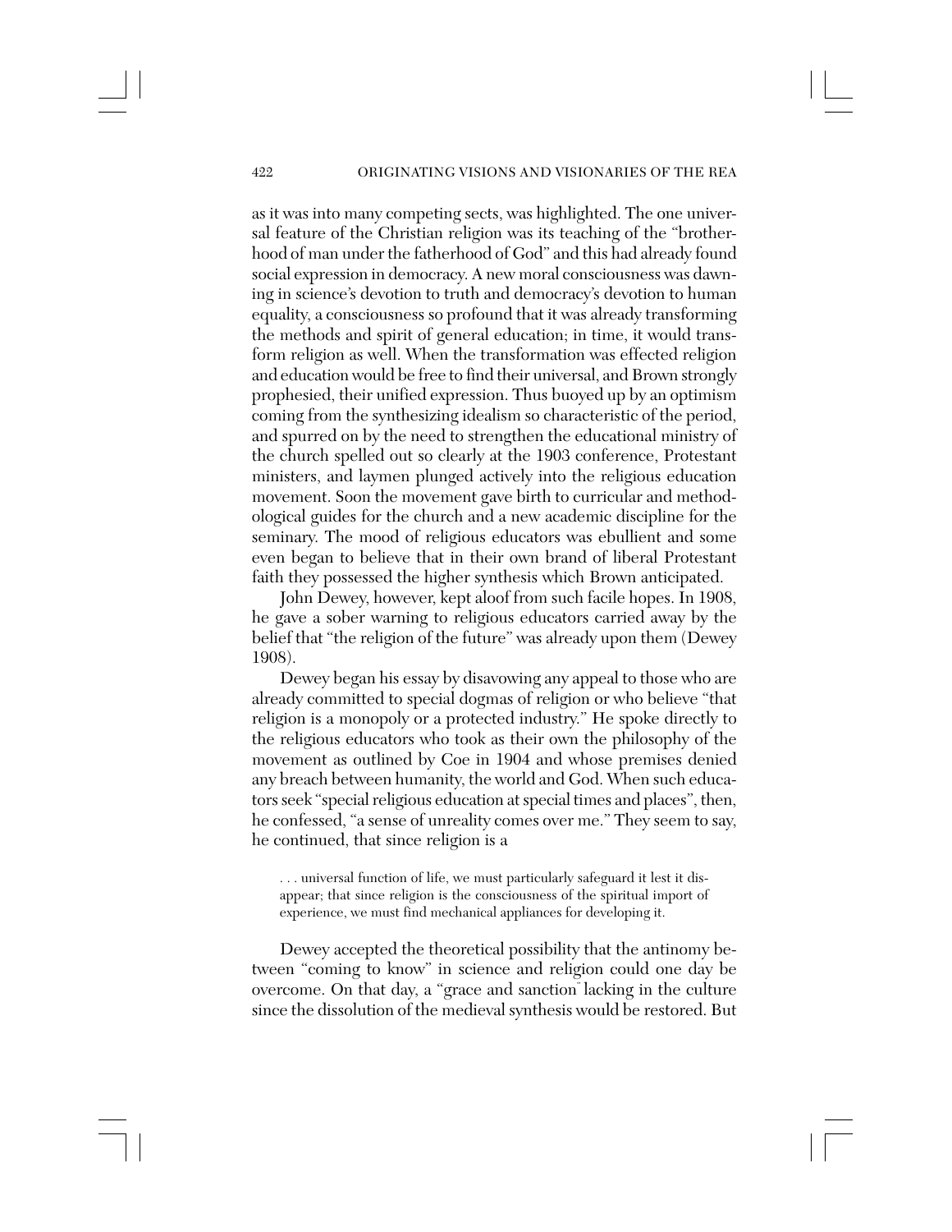as it was into many competing sects, was highlighted. The one universal feature of the Christian religion was its teaching of the "brotherhood of man under the fatherhood of God" and this had already found social expression in democracy. A new moral consciousness was dawning in science's devotion to truth and democracy's devotion to human equality, a consciousness so profound that it was already transforming the methods and spirit of general education; in time, it would transform religion as well. When the transformation was effected religion and education would be free to find their universal, and Brown strongly prophesied, their unified expression. Thus buoyed up by an optimism coming from the synthesizing idealism so characteristic of the period, and spurred on by the need to strengthen the educational ministry of the church spelled out so clearly at the 1903 conference, Protestant ministers, and laymen plunged actively into the religious education movement. Soon the movement gave birth to curricular and methodological guides for the church and a new academic discipline for the seminary. The mood of religious educators was ebullient and some even began to believe that in their own brand of liberal Protestant faith they possessed the higher synthesis which Brown anticipated.

John Dewey, however, kept aloof from such facile hopes. In 1908, he gave a sober warning to religious educators carried away by the belief that "the religion of the future" was already upon them (Dewey 1908).

Dewey began his essay by disavowing any appeal to those who are already committed to special dogmas of religion or who believe "that religion is a monopoly or a protected industry." He spoke directly to the religious educators who took as their own the philosophy of the movement as outlined by Coe in 1904 and whose premises denied any breach between humanity, the world and God. When such educators seek "special religious education at special times and places", then, he confessed, "a sense of unreality comes over me." They seem to say, he continued, that since religion is a

> . . . universal function of life, we must particularly safeguard it lest it disappear; that since religion is the consciousness of the spiritual import of experience, we must find mechanical appliances for developing it.

Dewey accepted the theoretical possibility that the antinomy between "coming to know" in science and religion could one day be overcome. On that day, a "grace and sanction" lacking in the culture since the dissolution of the medieval synthesis would be restored. But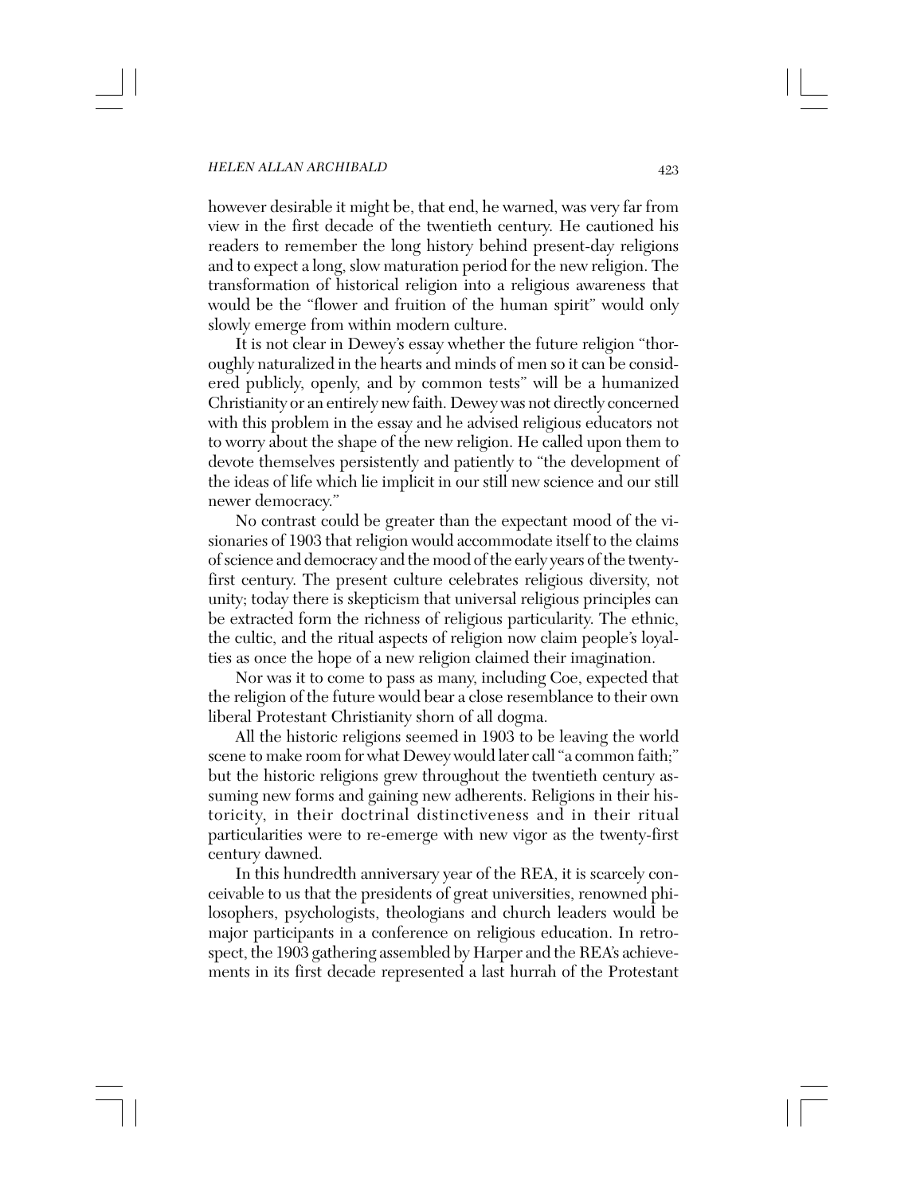however desirable it might be, that end, he warned, was very far from view in the first decade of the twentieth century. He cautioned his readers to remember the long history behind present-day religions and to expect a long, slow maturation period for the new religion. The transformation of historical religion into a religious awareness that would be the "flower and fruition of the human spirit" would only slowly emerge from within modern culture.

It is not clear in Dewey's essay whether the future religion "thoroughly naturalized in the hearts and minds of men so it can be considered publicly, openly, and by common tests" will be a humanized Christianity or an entirely new faith. Dewey was not directly concerned with this problem in the essay and he advised religious educators not to worry about the shape of the new religion. He called upon them to devote themselves persistently and patiently to "the development of the ideas of life which lie implicit in our still new science and our still newer democracy."

No contrast could be greater than the expectant mood of the visionaries of 1903 that religion would accommodate itself to the claims of science and democracy and the mood of the early years of the twenty-first century. The present culture celebrates religious diversity, not unity; today there is skepticism that universal religious principles can be extracted form the richness of religious particularity. The ethnic, the cultic, and the ritual aspects of religion now claim people's loyalties as once the hope of a new religion claimed their imagination.

Nor was it to come to pass as many, including Coe, expected that the religion of the future would bear a close resemblance to their own liberal Protestant Christianity shorn of all dogma.

All the historic religions seemed in 1903 to be leaving the world scene to make room for what Dewey would later call "a common faith;" but the historic religions grew throughout the twentieth century assuming new forms and gaining new adherents. Religions in their historicity, in their doctrinal distinctiveness and in their ritual particularities were to re-emerge with new vigor as the twenty-first century dawned.

In this hundredth anniversary year of the REA, it is scarcely conceivable to us that the presidents of great universities, renowned philosophers, psychologists, theologians and church leaders would be major participants in a conference on religious education. In retrospect, the 1903 gathering assembled by Harper and the REA's achievements in its first decade represented a last hurrah of the Protestant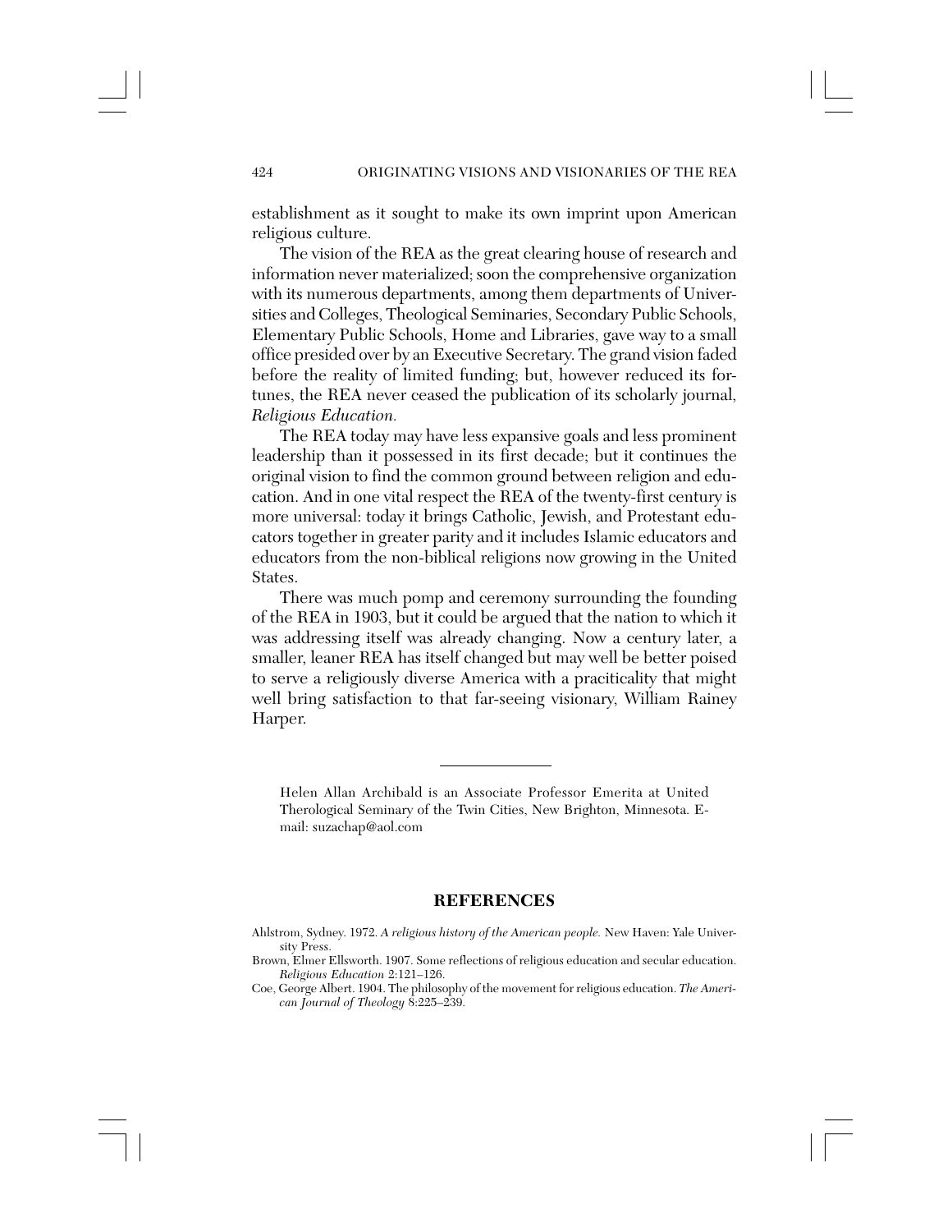establishment as it sought to make its own imprint upon American religious culture.

The vision of the REA as the great clearing house of research and information never materialized; soon the comprehensive organization with its numerous departments, among them departments of Universities and Colleges, Theological Seminaries, Secondary Public Schools, Elementary Public Schools, Home and Libraries, gave way to a small office presided over by an Executive Secretary. The grand vision faded before the reality of limited funding; but, however reduced its fortunes, the REA never ceased the publication of its scholarly journal, *Religious Education.*

The REA today may have less expansive goals and less prominent leadership than it possessed in its first decade; but it continues the original vision to find the common ground between religion and education. And in one vital respect the REA of the twenty-first century is more universal: today it brings Catholic, Jewish, and Protestant educators together in greater parity and it includes Islamic educators and educators from the non-biblical religions now growing in the United States.

There was much pomp and ceremony surrounding the founding of the REA in 1903, but it could be argued that the nation to which it was addressing itself was already changing. Now a century later, a smaller, leaner REA has itself changed but may well be better poised to serve a religiously diverse America with a praciticality that might well bring satisfaction to that far-seeing visionary, William Rainey Harper.

---

Helen Allan Archibald is an Associate Professor Emerita at United Therological Seminary of the Twin Cities, New Brighton, Minnesota. E-mail: suzachap@aol.com

## REFERENCES

Ahlstrom, Sydney. 1972. *A religious history of the American people.* New Haven: Yale University Press.

Brown, Elmer Ellsworth. 1907. Some reflections of religious education and secular education. *Religious Education* 2:121–126.

Coe, George Albert. 1904. The philosophy of the movement for religious education. *The American Journal of Theology* 8:225–239.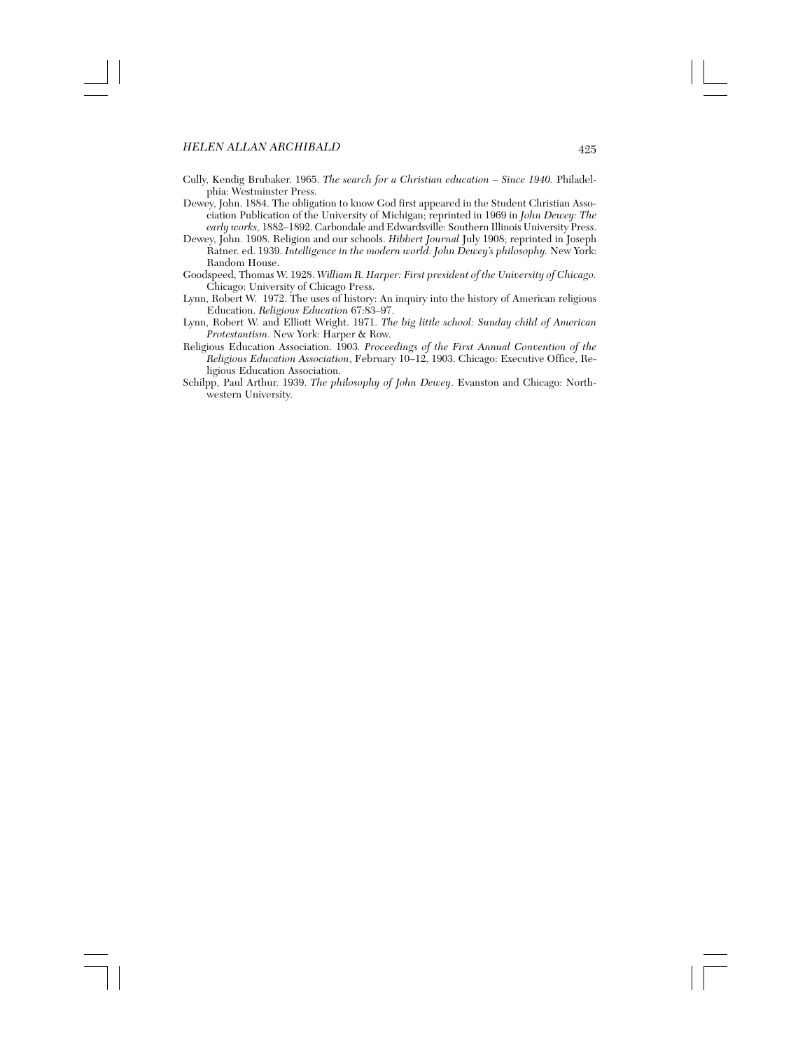Cully, Kendig Brubaker. 1965. *The search for a Christian education – Since 1940.* Philadelphia: Westminster Press.

Dewey, John. 1884. The obligation to know God first appeared in the Student Christian Association Publication of the University of Michigan; reprinted in 1969 in *John Dewey: The early works,* 1882–1892. Carbondale and Edwardsville: Southern Illinois University Press.

Dewey, John. 1908. Religion and our schools. *Hibbert Journal* July 1908; reprinted in Joseph Ratner. ed. 1939. *Intelligence in the modern world: John Dewey's philosophy.* New York: Random House.

Goodspeed, Thomas W. 1928. *William R. Harper: First president of the University of Chicago.* Chicago: University of Chicago Press.

Lynn, Robert W. 1972. The uses of history: An inquiry into the history of American religious Education. *Religious Education* 67:83–97.

Lynn, Robert W. and Elliott Wright. 1971. *The big little school: Sunday child of American Protestantism*. New York: Harper & Row.

Religious Education Association. 1903*. Proceedings of the First Annual Convention of the Religious Education Association*, February 10–12, 1903. Chicago: Executive Office, Religious Education Association.

Schilpp, Paul Arthur. 1939. *The philosophy of John Dewey*. Evanston and Chicago: Northwestern University.